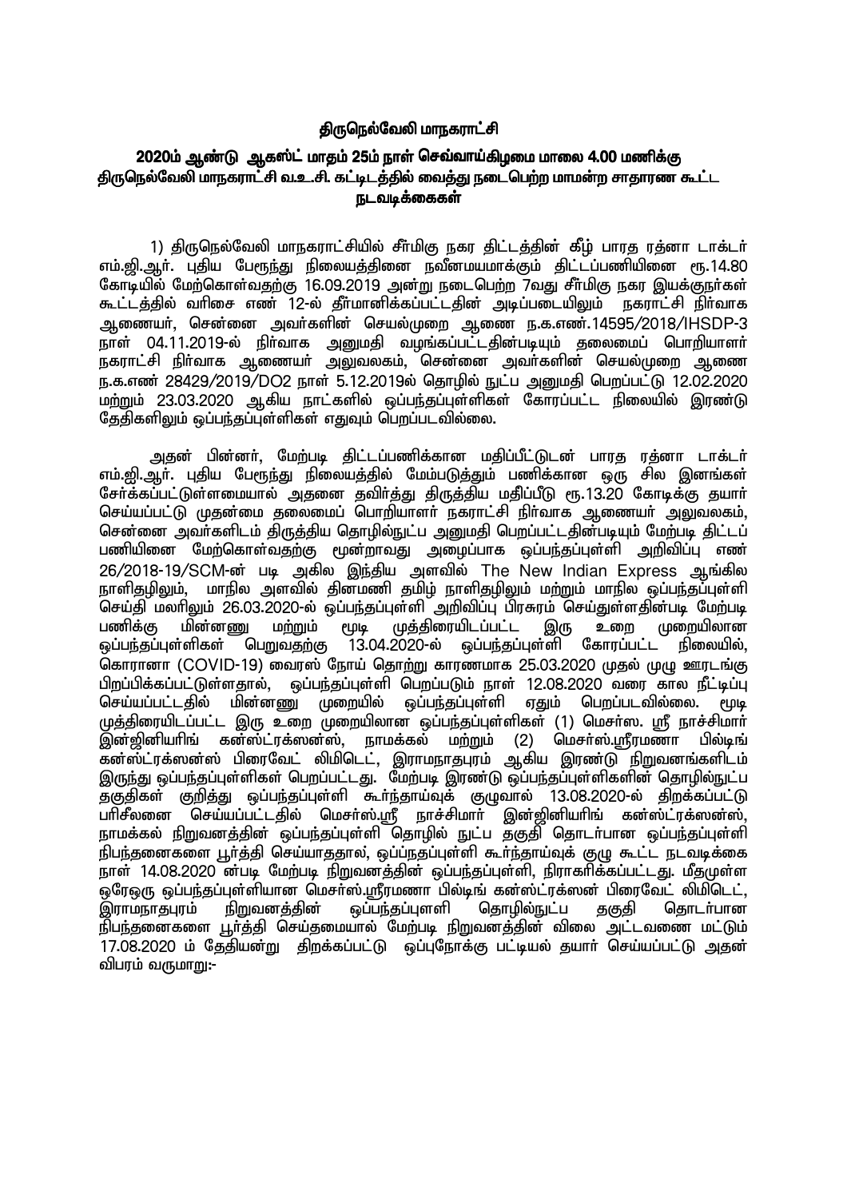## திருநெல்வேலி மாநகராட்சி

### 2020ம் ஆண்டு ஆகஸ்ட் மாதம் 25ம் நாள் செவ்வாய்கிழமை மாலை 4.00 மணிக்கு திருநெல்வேலி மாநகராட்சி வ.உ.சி. கட்டிடத்தில் வைத்து நடைபெற்ற மாமன்ற சாதாரண கூட்ட நடவடிக்கைகள்

1) திருநெல்வேலி மாநகராட்சியில் சீர்மிகு நகர திட்டத்தின் கீழ் பாரத ரத்னா டாக்டர் எம்.ஜி.ஆர். புதிய பேரூந்து நிலையத்தினை நவீனமயமாக்கும் திட்டப்பணியினை ரூ.14.80 கோடியில் மேற்கொள்வதற்கு 16.09.2019 அன்று நடைபெற்ற 7வது சீர்மிகு நகர இயக்குநர்கள் கூட்டத்தில் வரிசை எண் 12-ல் தீர்மானிக்கப்பட்டதின் அடிப்படையிலும் நகராட்சி நிர்வாக ஆணையர், சென்னை அவர்களின் செயல்முறை ஆணை ந.க.எண்.14595/2018/IHSDP-3 நாள் 04.11.2019-ல் நிர்வாக அனுமதி வழங்கப்பட்டதின்படியும் தலைமைப் பொறியாளர் நகராட்சி நிர்வாக ஆணையர் அலுவலகம், சென்னை அவர்களின் செயல்முறை ஆணை ந.க.எண் 28429/2019/DO2 நாள் 5.12.2019ல் தொழில் நுட்ப அனுமதி பெறப்பட்டு 12.02.2020 மற்றும் 23.03.2020 ஆகிய நாட்களில் ஒப்பந்தப்புள்ளிகள் கோரப்பட்ட நிலையில் இரண்டு தேதிகளிலும் ஒப்பந்தப்புள்ளிகள் எதுவும் பெறப்படவில்லை.

அதன் பின்னர், மேற்படி திட்டப்பணிக்கான மதிப்பீட்டுடன் பாரத ரத்னா டாக்டர் எம்.ஜி.ஆர். புதிய பேரூந்து நிலையத்தில் மேம்படுத்தும் பணிக்கான ஒரு சில இனங்கள் சேர்க்கப்பட்டுள்ளமையால் அதனை தவிர்த்து திருத்திய மதிப்பீடு ரூ.13.20 கோடிக்கு தயார் செய்யப்பட்டு முதன்மை தலைமைப் பொறியாளர் நகராட்சி நிர்வாக ஆணையர் அலுவலகம், சென்னை அவர்களிடம் திருத்திய தொழில்நுட்ப அனுமதி பெறப்பட்டதின்படியும் மேற்படி திட்டப் பணியினை மேற்கொள்வதற்கு மூன்றாவது அழைப்பாக ஒப்பந்தப்புள்ளி அறிவிப்பு எண் 26/2018-19/SCM-ன் படி அகில இந்திய அளவில் The New Indian Express ஆங்கில நாளிதழிலும், மாநில அளவில் தினமணி தமிழ் நாளிதழிலும் மற்றும் மாநில ஒப்பந்தப்புள்ளி செய்தி மலரிலும் 26.03.2020-ல் ஒப்பந்தப்புள்ளி அறிவிப்பு பிரசுரம் செய்துள்ளதின்படி மேற்படி பணிக்கு மின்னணு மற்றும் மூடி முத்திரையிடப்பட்ட இரு உறை முறையிலான ஒப்பந்தப்புள்ளிகள் பெறுவதற்கு 13.04.2020-ல் ஒப்பந்தப்புள்ளி கோரப்பட்ட நிலையில், கொரானா (COVID-19) வைரஸ் நோய் தொற்று காரணமாக 25.03.2020 முதல் முழு ஊரடங்கு பிறப்பிக்கப்பட்டுள்ளதால், ஒப்பந்தப்புள்ளி பெறப்படும் நாள் 12.08.2020 வரை கால நீட்டிப்பு செய்யப்பட்டதில் மின்னணு முறையில் ஒப்பந்தப்புள்ளி ஏதும் பெறப்படவில்லை. மூடி முத்திரையிடப்பட்ட இரு உறை முறையிலான ஒப்பந்தப்புள்ளிகள் (1) மெசர்ஸ். ஸ்ரீ நாச்சிமார் இன்ஜினியரிங் கன்ஸ்ட்ரக்ஸன்ஸ், நாமக்கல் மற்றும் (2) மெசர்ஸ்.ஸ்ரீரமணா பில்டிங் கன்ஸ்ட்ரக்ஸன்ஸ் பிரைவேட் லிமிடெட், இராமநாதபுரம் ஆகிய இரண்டு நிறுவனங்களிடம் இருந்து ஒப்பந்தப்புள்ளிகள் பெறப்பட்டது. மேற்படி இரண்டு ஒப்பந்தப்புள்ளிகளின் தொழில்நுட்ப தகுதிகள் குறித்து ஒப்பந்தப்புள்ளி கூர்ந்தாய்வுக் குழுவால் 13.08.2020-ல் திறக்கப்பட்டு பரிசீலனை செய்யப்பட்டதில் மெசர்ஸ்.ஸ்ரீ நாச்சிமார் இன்ஜினியரிங் கன்ஸ்ட்ரக்ஸன்ஸ், நாமக்கல் நிறுவனத்தின் ஒப்பந்தப்புள்ளி தொழில் நுட்ப தகுதி தொடர்பான ஒப்பந்தப்புள்ளி நிபந்தனைகளை பூர்த்தி செய்யாததால், ஒப்பந்தப்புள்ளி கூர்ந்தாய்வுக் குழு கூட்ட நடவடிக்கை நாள் 14.08.2020 ன்படி மேற்படி நிறுவனத்தின் ஒப்பந்தப்புள்ளி, நிராகரிக்கப்பட்டது. மீதமுள்ள ஒரேஒரு ஒப்பந்தப்புள்ளியான மெசர்ஸ்.ஸ்ரீரமணா பில்டிங் கன்ஸ்ட்ரக்ஸன் பிரைவேட் லிமிடெட், இராமநாதபுரம் நிறுவனத்தின் ஒப்பந்தப்புளி தொழில்நுட்ப தகுதி தொடர்பான நிபந்தனைகளை பூர்த்தி செய்தமையால் மேற்படி நிறுவனத்தின் விலை அட்டவணை மட்டும் 17.08.2020 ம் தேதியன்று திறக்கப்பட்டு ஒப்புநோக்கு பட்டியல் தயார் செய்யப்பட்டு அதன் விபரம் வருமாறு:-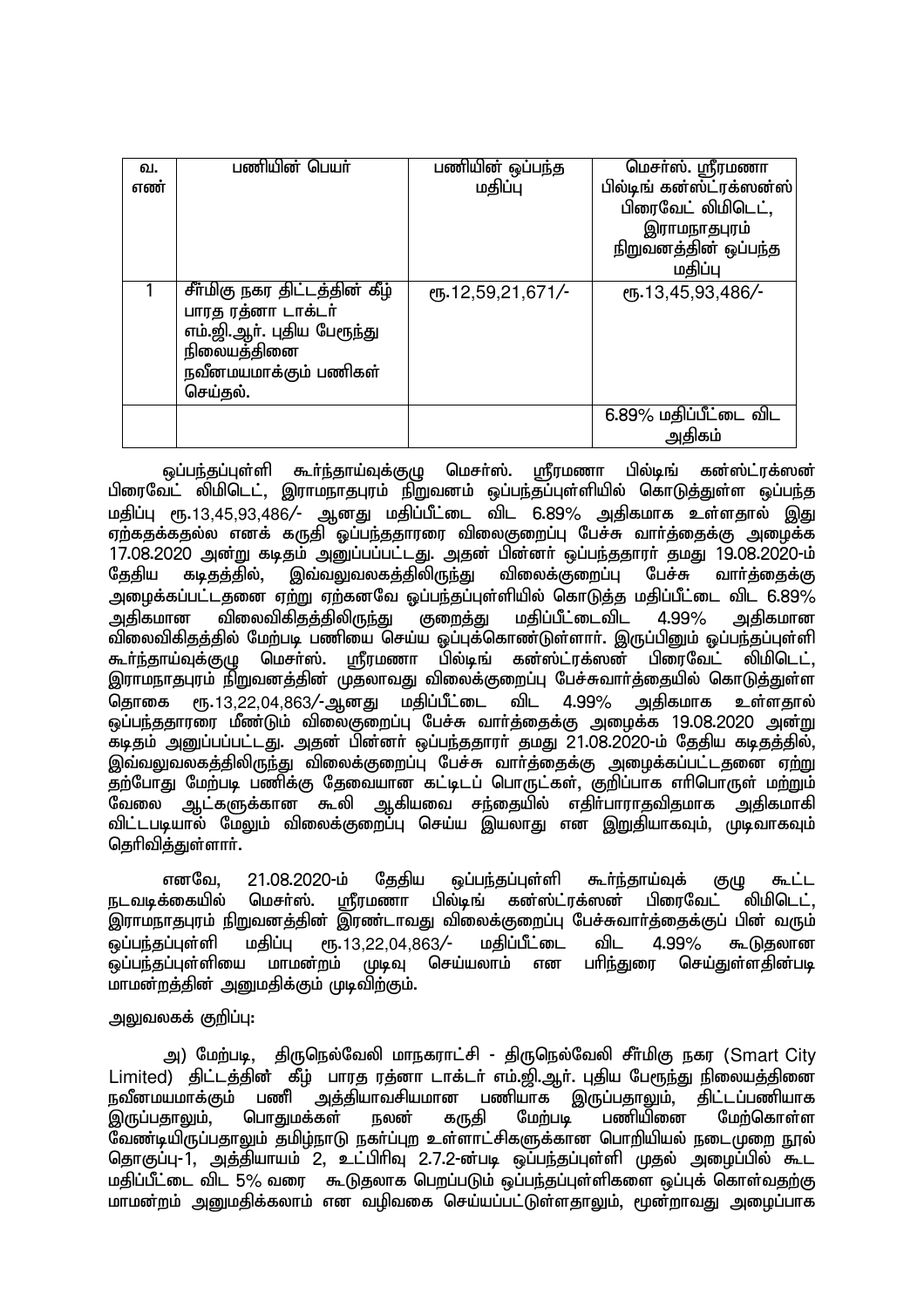| வ. எண் | பணியின் பெயர் | பணியின் ஒப்பந்த மதிப்பு | மெசர்ஸ். ஸ்ரீரமணா பில்டிங் கன்ஸ்ட்ரக்ஸன்ஸ் பிரைவேட் லிமிடெட், இராமநாதபுரம் நிறுவனத்தின் ஒப்பந்த மதிப்பு |
|---|---|---|---|
| 1 | சீர்மிகு நகர திட்டத்தின் கீழ் பாரத ரத்னா டாக்டர் எம்.ஜி.ஆர். புதிய பேரூந்து நிலையத்தினை நவீனமயமாக்கும் பணிகள் செய்தல். | ரூ.12,59,21,671/- | ரூ.13,45,93,486/- |
| | | | 6.89% மதிப்பீட்டை விட அதிகம் |

ஒப்பந்தப்புள்ளி கூர்ந்தாய்வுக்குழு மெசர்ஸ். ஸ்ரீரமணா பில்டிங் கன்ஸ்ட்ரக்ஸன் பிரைவேட் லிமிடெட், இராமநாதபுரம் நிறுவனம் ஒப்பந்தப்புள்ளியில் கொடுத்துள்ள ஒப்பந்த மதிப்பு ரூ.13,45,93,486/- ஆனது மதிப்பீட்டை விட 6.89% அதிகமாக உள்ளதால் இது ஏற்கதக்கதல்ல எனக் கருதி ஒப்பந்ததாரரை விலைகுறைப்பு பேச்சு வார்த்தைக்கு அழைக்க 17.08.2020 அன்று கடிதம் அனுப்பப்பட்டது. அதன் பின்னர் ஒப்பந்ததாரர் தமது 19.08.2020-ம் தேதிய கடிதத்தில், இவ்வலுவலகத்திலிருந்து விலைக்குறைப்பு பேச்சு வார்த்தைக்கு அழைக்கப்பட்டதனை ஏற்று ஏற்கனவே ஒப்பந்தப்புள்ளியில் கொடுத்த மதிப்பீட்டை விட 6.89% அதிகமான விலைவிகிதத்திலிருந்து குறைத்து மதிப்பீட்டைவிட 4.99% அதிகமான விலைவிகிதத்தில் மேற்படி பணியை செய்ய ஒப்புக்கொண்டுள்ளார். இருப்பினும் ஒப்பந்தப்புள்ளி கூர்ந்தாய்வுக்குழு மெசர்ஸ். ஸ்ரீரமணா பில்டிங் கன்ஸ்ட்ரக்ஸன் பிரைவேட் லிமிடெட், இராமநாதபுரம் நிறுவனத்தின் முதலாவது விலைக்குறைப்பு பேச்சுவார்த்தையில் கொடுத்துள்ள தொகை ரூ.13,22,04,863/-ஆனது மதிப்பீட்டை விட 4.99% அதிகமாக உள்ளதால் ஒப்பந்ததாரரை மீண்டும் விலைகுறைப்பு பேச்சு வார்த்தைக்கு அழைக்க 19.08.2020 அன்று கடிதம் அனுப்பப்பட்டது. அதன் பின்னர் ஒப்பந்ததாரர் தமது 21.08.2020-ம் தேதிய கடிதத்தில், இவ்வலுவலகத்திலிருந்து விலைக்குறைப்பு பேச்சு வார்த்தைக்கு அழைக்கப்பட்டதனை ஏற்று தற்போது மேற்படி பணிக்கு தேவையான கட்டிடப் பொருட்கள், குறிப்பாக எரிபொருள் மற்றும் வேலை ஆட்களுக்கான கூலி ஆகியவை சந்தையில் எதிர்பாராதவிதமாக அதிகமாகி விட்டபடியால் மேலும் விலைக்குறைப்பு செய்ய இயலாது என இறுதியாகவும், முடிவாகவும் தெரிவித்துள்ளார்.

எனவே, 21.08.2020-ம் தேதிய ஒப்பந்தப்புள்ளி கூர்ந்தாய்வுக் குழு கூட்ட நடவடிக்கையில் மெசர்ஸ். ஸ்ரீரமணா பில்டிங் கன்ஸ்ட்ரக்ஸன் பிரைவேட் லிமிடெட், இராமநாதபுரம் நிறுவனத்தின் இரண்டாவது விலைக்குறைப்பு பேச்சுவார்த்தைக்குப் பின் வரும் ஒப்பந்தப்புள்ளி மதிப்பு ரூ.13,22,04,863/- மதிப்பீட்டை விட 4.99% கூடுதலான ஒப்பந்தப்புள்ளியை மாமன்றம் முடிவு செய்யலாம் என பரிந்துரை செய்துள்ளதின்படி மாமன்றத்தின் அனுமதிக்கும் முடிவிற்கும்.

அலுவலகக் குறிப்பு:

அ) மேற்படி, திருநெல்வேலி மாநகராட்சி - திருநெல்வேலி சீர்மிகு நகர (Smart City Limited) திட்டத்தின் கீழ் பாரத ரத்னா டாக்டர் எம்.ஜி.ஆர். புதிய பேரூந்து நிலையத்தினை நவீனமயமாக்கும் பணி அத்தியாவசியமான பணியாக இருப்பதாலும், திட்டப்பணியாக இருப்பதாலும், பொதுமக்கள் நலன் கருதி மேற்படி பணியினை மேற்கொள்ள வேண்டியிருப்பதாலும் தமிழ்நாடு நகர்ப்புற உள்ளாட்சிகளுக்கான பொறியியல் நடைமுறை நூல் தொகுப்பு-1, அத்தியாயம் 2, உட்பிரிவு 2.7.2-ன்படி ஒப்பந்தப்புள்ளி முதல் அழைப்பில் கூட மதிப்பீட்டை விட 5% வரை கூடுதலாக பெறப்படும் ஒப்பந்தப்புள்ளிகளை ஒப்புக் கொள்வதற்கு மாமன்றம் அனுமதிக்கலாம் என வழிவகை செய்யப்பட்டுள்ளதாலும், மூன்றாவது அழைப்பாக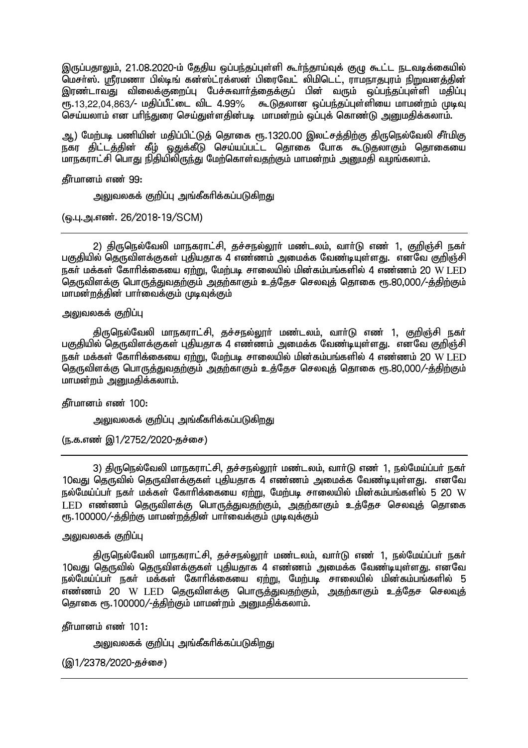இருப்பதாலும், 21.08.2020-ம் தேதிய ஒப்பந்தப்புள்ளி கூர்ந்தாய்வுக் குழு கூட்ட நடவடிக்கையில் மெசர்ஸ். ஸ்ரீரமணா பில்டிங் கன்ஸ்ட்ரக்ஸன் பிரைவேட் லிமிடெட், ராமநாதபுரம் நிறுவனத்தின் இரண்டாவது விலைக்குறைப்பு பேச்சுவார்த்தைக்குப் பின் வரும் ஒப்பந்தப்புள்ளி மதிப்பு ரூ.13,22,04,863/- மதிப்பீட்டை விட 4.99% கூடுதலான ஒப்பந்தப்புள்ளியை மாமன்றம் முடிவு செய்யலாம் என பரிந்துரை செய்துள்ளதின்படி மாமன்றம் ஒப்புக் கொண்டு அனுமதிக்கலாம்.

ஆ) மேற்படி பணியின் மதிப்பிட்டுத் தொகை ரூ.1320.00 இலட்சத்திற்கு திருநெல்வேலி சீர்மிகு நகர திட்டத்தின் கீழ் ஒதுக்கீடு செய்யப்பட்ட தொகை போக கூடுதலாகும் தொகையை மாநகராட்சி பொது நிதியிலிருந்து மேற்கொள்வதற்கும் மாமன்றம் அனுமதி வழங்கலாம்.

தீர்மானம் எண் 99:

அலுவலகக் குறிப்பு அங்கீகரிக்கப்படுகிறது

(ஒ.பு.அ.எண். 26/2018-19/SCM)

---

2) திருநெல்வேலி மாநகராட்சி, தச்சநல்லூர் மண்டலம், வார்டு எண் 1, குறிஞ்சி நகர் பகுதியில் தெருவிளக்குகள் புதியதாக 4 எண்ணம் அமைக்க வேண்டியுள்ளது. எனவே குறிஞ்சி நகர் மக்கள் கோரிக்கையை ஏற்று, மேற்படி சாலையில் மின்கம்பங்களில் 4 எண்ணம் 20 W LED தெருவிளக்கு பொருத்துவதற்கும் அதற்காகும் உத்தேச செலவுத் தொகை ரூ.80,000/-த்திற்கும் மாமன்றத்தின் பார்வைக்கும் முடிவுக்கும்

அலுவலகக் குறிப்பு

திருநெல்வேலி மாநகராட்சி, தச்சநல்லூர் மண்டலம், வார்டு எண் 1, குறிஞ்சி நகர் பகுதியில் தெருவிளக்குகள் புதியதாக 4 எண்ணம் அமைக்க வேண்டியுள்ளது. எனவே குறிஞ்சி நகர் மக்கள் கோரிக்கையை ஏற்று, மேற்படி சாலையில் மின்கம்பங்களில் 4 எண்ணம் 20 W LED தெருவிளக்கு பொருத்துவதற்கும் அதற்காகும் உத்தேச செலவுத் தொகை ரூ.80,000/-த்திற்கும் மாமன்றம் அனுமதிக்கலாம்.

தீர்மானம் எண் 100:

அலுவலகக் குறிப்பு அங்கீகரிக்கப்படுகிறது

(ந.க.எண் இ1/2752/2020-தச்சை)

---

3) திருநெல்வேலி மாநகராட்சி, தச்சநல்லூர் மண்டலம், வார்டு எண் 1, நல்மேய்ப்பர் நகர் 10வது தெருவில் தெருவிளக்குகள் புதியதாக 4 எண்ணம் அமைக்க வேண்டியுள்ளது. எனவே நல்மேய்ப்பர் நகர் மக்கள் கோரிக்கையை ஏற்று, மேற்படி சாலையில் மின்கம்பங்களில் 5 20 W LED எண்ணம் தெருவிளக்கு பொருத்துவதற்கும், அதற்காகும் உத்தேச செலவுத் தொகை ரூ.100000/-த்திற்கு மாமன்றத்தின் பார்வைக்கும் முடிவுக்கும்

அலுவலகக் குறிப்பு

திருநெல்வேலி மாநகராட்சி, தச்சநல்லூர் மண்டலம், வார்டு எண் 1, நல்மேய்ப்பர் நகர் 10வது தெருவில் தெருவிளக்குகள் புதியதாக 4 எண்ணம் அமைக்க வேண்டியுள்ளது. எனவே நல்மேய்ப்பர் நகர் மக்கள் கோரிக்கையை ஏற்று, மேற்படி சாலையில் மின்கம்பங்களில் 5 எண்ணம் 20 W LED தெருவிளக்கு பொருத்துவதற்கும், அதற்காகும் உத்தேச செலவுத் தொகை ரூ.100000/-த்திற்கும் மாமன்றம் அனுமதிக்கலாம்.

தீர்மானம் எண் 101:

அலுவலகக் குறிப்பு அங்கீகரிக்கப்படுகிறது

(இ1/2378/2020-தச்சை)

---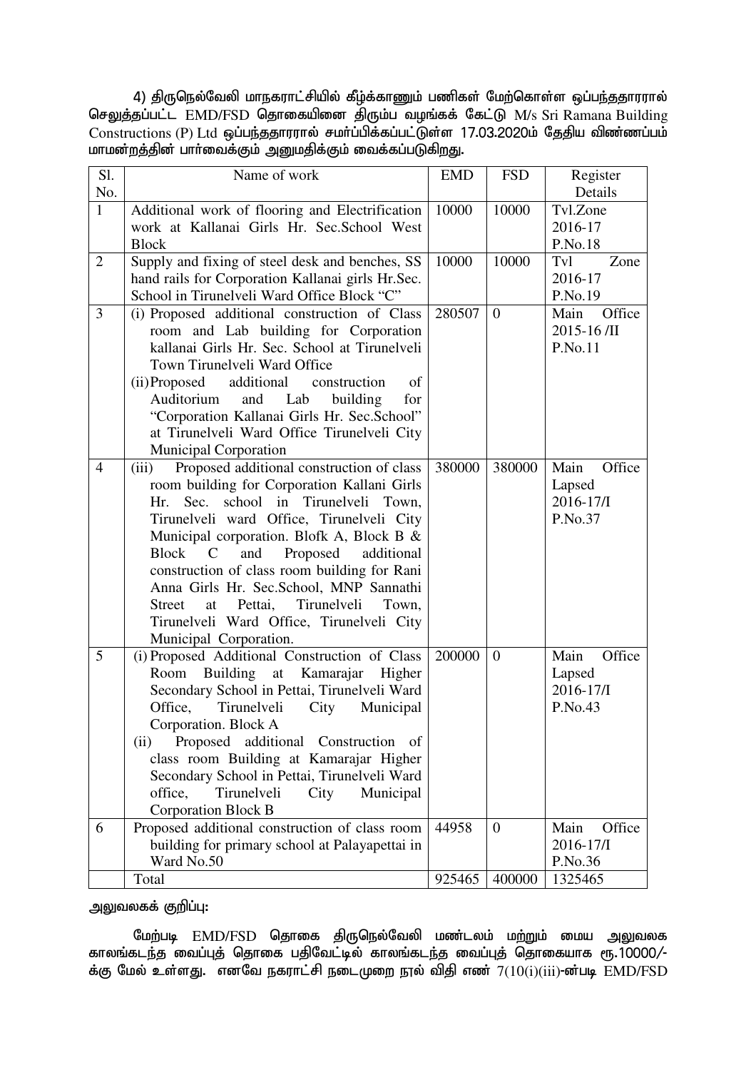4) திருநெல்வேலி மாநகராட்சியில் கீழ்க்காணும் பணிகள் மேற்கொள்ள ஒப்பந்ததாரரால் செலுத்தப்பட்ட EMD/FSD தொகையினை திரும்ப வழங்கக் கேட்டு M/s Sri Ramana Building Constructions (P) Ltd ஒப்பந்ததாரரால் சமர்ப்பிக்கப்பட்டுள்ள 17.03.2020ம் தேதிய விண்ணப்பம் மாமன்றத்தின் பார்வைக்கும் அனுமதிக்கும் வைக்கப்படுகிறது.

| Sl. No. | Name of work | EMD | FSD | Register Details |
|---|---|---|---|---|
| 1 | Additional work of flooring and Electrification work at Kallanai Girls Hr. Sec.School West Block | 10000 | 10000 | Tvl.Zone 2016-17 P.No.18 |
| 2 | Supply and fixing of steel desk and benches, SS hand rails for Corporation Kallanai girls Hr.Sec. School in Tirunelveli Ward Office Block "C" | 10000 | 10000 | Tvl Zone 2016-17 P.No.19 |
| 3 | (i) Proposed additional construction of Class room and Lab building for Corporation kallanai Girls Hr. Sec. School at Tirunelveli Town Tirunelveli Ward Office<br>(ii) Proposed additional construction of Auditorium and Lab building for "Corporation Kallanai Girls Hr. Sec.School" at Tirunelveli Ward Office Tirunelveli City Municipal Corporation | 280507 | 0 | Main Office 2015-16 /II P.No.11 |
| 4 | (iii) Proposed additional construction of class room building for Corporation Kallani Girls Hr. Sec. school in Tirunelveli Town, Tirunelveli ward Office, Tirunelveli City Municipal corporation. Blofk A, Block B & Block C and Proposed additional construction of class room building for Rani Anna Girls Hr. Sec.School, MNP Sannathi Street at Pettai, Tirunelveli Town, Tirunelveli Ward Office, Tirunelveli City Municipal Corporation. | 380000 | 380000 | Main Office Lapsed 2016-17/I P.No.37 |
| 5 | (i) Proposed Additional Construction of Class Room Building at Kamarajar Higher Secondary School in Pettai, Tirunelveli Ward Office, Tirunelveli City Municipal Corporation. Block A<br>(ii) Proposed additional Construction of class room Building at Kamarajar Higher Secondary School in Pettai, Tirunelveli Ward office, Tirunelveli City Municipal Corporation Block B | 200000 | 0 | Main Office Lapsed 2016-17/I P.No.43 |
| 6 | Proposed additional construction of class room building for primary school at Palayapettai in Ward No.50 | 44958 | 0 | Main Office 2016-17/I P.No.36 |
| | Total | 925465 | 400000 | 1325465 |

அலுவலகக் குறிப்பு:

மேற்படி EMD/FSD தொகை திருநெல்வேலி மண்டலம் மற்றும் மைய அலுவலக காலங்கடந்த வைப்புத் தொகை பதிவேட்டில் காலங்கடந்த வைப்புத் தொகையாக ரூ.10000/-க்கு மேல் உள்ளது. எனவே நகராட்சி நடைமுறை நூல் விதி எண் 7(10(i)(iii)-ன்படி EMD/FSD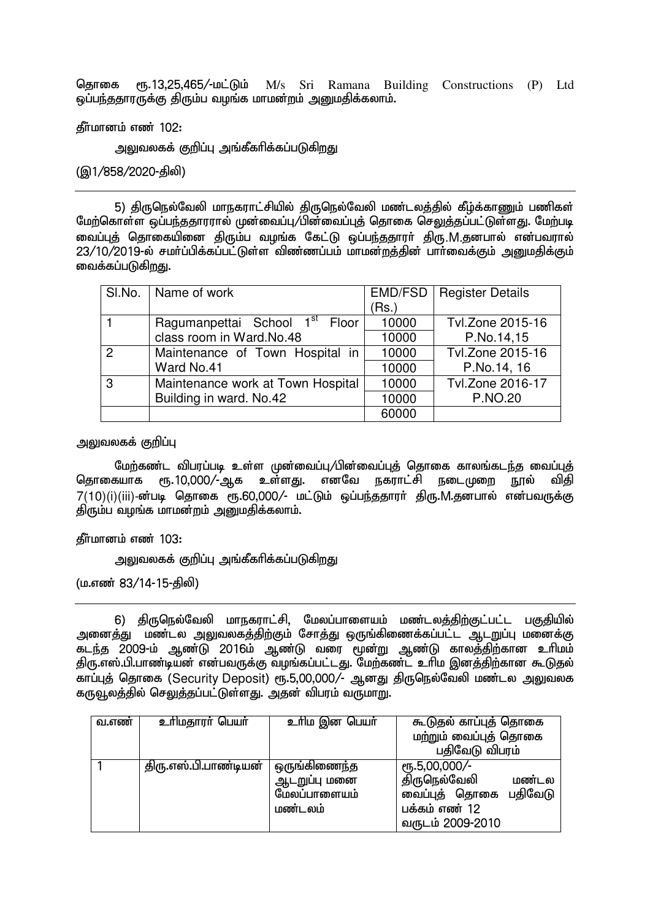தொகை ரூ.13,25,465/-மட்டும் M/s Sri Ramana Building Constructions (P) Ltd ஒப்பந்ததாரருக்கு திரும்ப வழங்க மாமன்றம் அனுமதிக்கலாம்.

தீர்மானம் எண் 102:

அலுவலகக் குறிப்பு அங்கீகரிக்கப்படுகிறது

(இ1/858/2020-திலி)

---

5) திருநெல்வேலி மாநகராட்சியில் திருநெல்வேலி மண்டலத்தில் கீழ்க்காணும் பணிகள் மேற்கொள்ள ஒப்பந்ததாரரால் முன்வைப்பு/பின்வைப்புத் தொகை செலுத்தப்பட்டுள்ளது. மேற்படி வைப்புத் தொகையினை திரும்ப வழங்க கேட்டு ஒப்பந்ததாரர் திரு.M.தனபால் என்பவரால் 23/10/2019-ல் சமர்ப்பிக்கப்பட்டுள்ள விண்ணப்பம் மாமன்றத்தின் பார்வைக்கும் அனுமதிக்கும் வைக்கப்படுகிறது.

| Sl.No. | Name of work | EMD/FSD (Rs.) | Register Details |
|---|---|---|---|
| 1 | Ragumanpettai School 1st Floor class room in Ward.No.48 | 10000 | Tvl.Zone 2015-16 P.No.14,15 |
| | | 10000 | |
| 2 | Maintenance of Town Hospital in Ward No.41 | 10000 | Tvl.Zone 2015-16 P.No.14, 16 |
| | | 10000 | |
| 3 | Maintenance work at Town Hospital Building in ward. No.42 | 10000 | Tvl.Zone 2016-17 P.NO.20 |
| | | 10000 | |
| | | 60000 | |

அலுவலகக் குறிப்பு

மேற்கண்ட விபரப்படி உள்ள முன்வைப்பு/பின்வைப்புத் தொகை காலங்கடந்த வைப்புத் தொகையாக ரூ.10,000/-ஆக உள்ளது. எனவே நகராட்சி நடைமுறை நூல் விதி 7(10)(i)(iii)-ன்படி தொகை ரூ.60,000/- மட்டும் ஒப்பந்ததாரர் திரு.M.தனபால் என்பவருக்கு திரும்ப வழங்க மாமன்றம் அனுமதிக்கலாம்.

தீர்மானம் எண் 103:

அலுவலகக் குறிப்பு அங்கீகரிக்கப்படுகிறது

(ம.எண் 83/14-15-திலி)

---

6) திருநெல்வேலி மாநகராட்சி, மேலப்பாளையம் மண்டலத்திற்குட்பட்ட பகுதியில் அனைத்து மண்டல அலுவலகத்திற்கும் சோத்து ஒருங்கிணைக்கப்பட்ட ஆடறுப்பு மனைக்கு கடந்த 2009-ம் ஆண்டு 2016ம் ஆண்டு வரை மூன்று ஆண்டு காலத்திற்கான உரிமம் திரு.எஸ்.பி.பாண்டியன் என்பவருக்கு வழங்கப்பட்டது. மேற்கண்ட உரிம இனத்திற்கான கூடுதல் காப்புத் தொகை (Security Deposit) ரூ.5,00,000/- ஆனது திருநெல்வேலி மண்டல அலுவலக கருவூலத்தில் செலுத்தப்பட்டுள்ளது. அதன் விபரம் வருமாறு.

| வ.எண் | உரிமதாரர் பெயர் | உரிம இன பெயர் | கூடுதல் காப்புத் தொகை மற்றும் வைப்புத் தொகை பதிவேடு விபரம் |
|---|---|---|---|
| 1 | திரு.எஸ்.பி.பாண்டியன் | ஒருங்கிணைந்த ஆடறுப்பு மனை மேலப்பாளையம் மண்டலம் | ரூ.5,00,000/- திருநெல்வேலி மண்டல வைப்புத் தொகை பதிவேடு பக்கம் எண் 12 வருடம் 2009-2010 |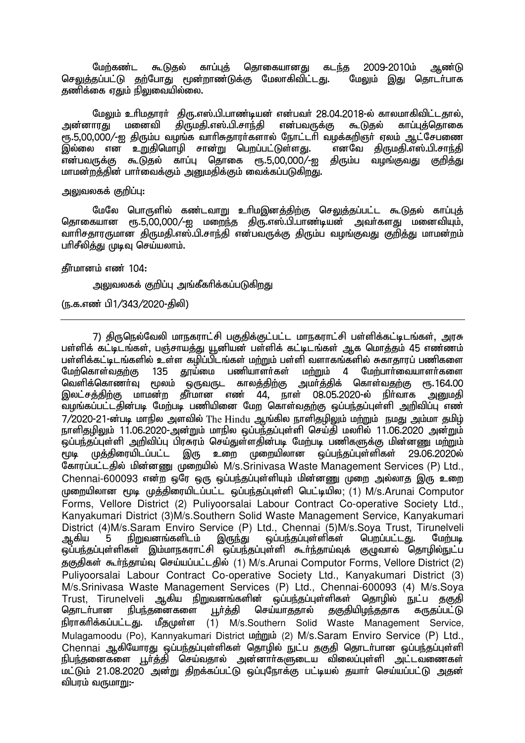மேற்கண்ட கூடுதல் காப்புத் தொகையானது கடந்த 2009-2010ம் ஆண்டு செலுத்தப்பட்டு தற்போது மூன்றாண்டுக்கு மேலாகிவிட்டது. மேலும் இது தொடர்பாக தணிக்கை ஏதும் நிலுவையில்லை.

மேலும் உரிமதாரர் திரு.எஸ்.பி.பாண்டியன் என்பவர் 28.04.2018-ல் காலமாகிவிட்டதால், அன்னாரது மனைவி திருமதி.எஸ்.பி.சாந்தி என்பவருக்கு கூடுதல் காப்புத்தொகை ரூ.5,00,000/-ஐ திரும்ப வழங்க வாரிசுதாரர்களால் நோட்டரி வழக்கறிஞர் ஏலம் ஆட்சேபணை இல்லை என உறுதிமொழி சான்று பெறப்பட்டுள்ளது. எனவே திருமதி.எஸ்.பி.சாந்தி என்பவருக்கு கூடுதல் காப்பு தொகை ரூ.5,00,000/-ஐ திரும்ப வழங்குவது குறித்து மாமன்றத்தின் பார்வைக்கும் அனுமதிக்கும் வைக்கப்படுகிறது.

அலுவலகக் குறிப்பு:

மேலே பொருளில் கண்டவாறு உரிமஇனத்திற்கு செலுத்தப்பட்ட கூடுதல் காப்புத் தொகையான ரூ.5,00,000/-ஐ மறைந்த திரு.எஸ்.பி.பாண்டியன் அவர்களது மனைவியும், வாரிசதாரருமான திருமதி.எஸ்.பி.சாந்தி என்பவருக்கு திரும்ப வழங்குவது குறித்து மாமன்றம் பரிசீலித்து முடிவு செய்யலாம்.

தீர்மானம் எண் 104:

அலுவலகக் குறிப்பு அங்கீகரிக்கப்படுகிறது

(ந.க.எண் பி1/343/2020-திலி)

---

7) திருநெல்வேலி மாநகராட்சி பகுதிக்குட்பட்ட மாநகராட்சி பள்ளிக்கட்டிடங்கள், அரசு பள்ளிக் கட்டிடங்கள், பஞ்சாயத்து யூனியன் பள்ளிக் கட்டிடங்கள் ஆக மொத்தம் 45 எண்ணம் பள்ளிக்கட்டிடங்களில் உள்ள கழிப்பிடங்கள் மற்றும் பள்ளி வளாகங்களில் சுகாதாரப் பணிகளை மேற்கொள்வதற்கு 135 தூய்மை பணியாளர்கள் மற்றும் 4 மேற்பார்வையாளர்களை வெளிக்கொணர்வு மூலம் ஒருவருட காலத்திற்கு அமர்த்திக் கொள்வதற்கு ரூ.164.00 இலட்சத்திற்கு மாமன்ற தீர்மான எண் 44, நாள் 08.05.2020-ல் நிர்வாக அனுமதி வழங்கப்பட்டதின்படி மேற்படி பணியினை மேற கொள்வதற்கு ஒப்பந்தப்புள்ளி அறிவிப்பு எண் 7/2020-21-ன்படி மாநில அளவில் The Hindu ஆங்கில நாளிதழிலும் மற்றும் நமது அம்மா தமிழ் நாளிதழிலும் 11.06.2020-அன்றும் மாநில ஒப்பந்தப்புள்ளி செய்தி மலரில் 11.06.2020 அன்றும் ஒப்பந்தப்புள்ளி அறிவிப்பு பிரசுரம் செய்துள்ளதின்படி மேற்படி பணிகளுக்கு மின்னணு மற்றும் மூடி முத்திரையிடப்பட்ட இரு உறை முறையிலான ஒப்பந்தப்புள்ளிகள் 29.06.2020ல் கோரப்பட்டதில் மின்னணு முறையில் M/s.Srinivasa Waste Management Services (P) Ltd., Chennai-600093 என்ற ஒரே ஒரு ஒப்பந்தப்புள்ளியும் மின்னணு முறை அல்லாத இரு உறை முறையிலான மூடி முத்திரையிடப்பட்ட ஒப்பந்தப்புள்ளி பெட்டியில; (1) M/s.Arunai Computor Forms, Vellore District (2) Puliyoorsalai Labour Contract Co-operative Society Ltd., Kanyakumari District (3)M/s.Southern Solid Waste Management Service, Kanyakumari District (4)M/s.Saram Enviro Service (P) Ltd., Chennai (5)M/s.Soya Trust, Tirunelveli ஆகிய 5 நிறுவனங்களிடம் இருந்து ஒப்பந்தப்புள்ளிகள் பெறப்பட்டது. மேற்படி ஒப்பந்தப்புள்ளிகள் இம்மாநகராட்சி ஒப்பந்தப்புள்ளி கூர்ந்தாய்வுக் குழுவால் தொழில்நுட்ப தகுதிகள் கூர்ந்தாய்வு செய்யப்பட்டதில் (1) M/s.Arunai Computor Forms, Vellore District (2) Puliyoorsalai Labour Contract Co-operative Society Ltd., Kanyakumari District (3) M/s.Srinivasa Waste Management Services (P) Ltd., Chennai-600093 (4) M/s.Soya Trust, Tirunelveli ஆகிய நிறுவனங்களின் ஒப்பந்தப்புள்ளிகள் தொழில் நுட்ப தகுதி தொடர்பான நிபந்தனைகளை பூர்த்தி செய்யாததால் தகுதியிழந்ததாக கருதப்பட்டு நிராகரிக்கப்பட்டது. மீதமுள்ள (1) M/s.Southern Solid Waste Management Service, Mulagamoodu (Po), Kannyakumari District மற்றும் (2) M/s.Saram Enviro Service (P) Ltd., Chennai ஆகியோரது ஒப்பந்தப்புள்ளிகள் தொழில் நுட்ப தகுதி தொடர்பான ஒப்பந்தப்புள்ளி நிபந்தனைகளை பூர்த்தி செய்வதால் அன்னார்களுடைய விலைப்புள்ளி அட்டவணைகள் மட்டும் 21.08.2020 அன்று திறக்கப்பட்டு ஒப்புநோக்கு பட்டியல் தயார் செய்யப்பட்டு அதன் விபரம் வருமாறு:-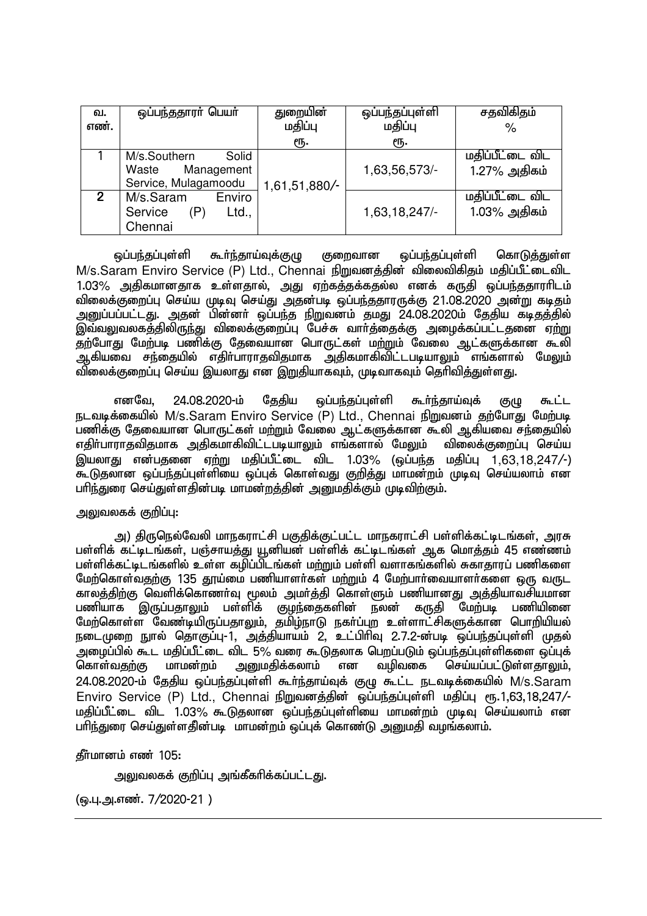| வ. எண். | ஒப்பந்ததாரர் பெயர் | துறையின் மதிப்பு ரூ. | ஒப்பந்தப்புள்ளி மதிப்பு ரூ. | சதவிகிதம் % |
|---|---|---|---|---|
| 1 | M/s.Southern Solid Waste Management Service, Mulagamoodu | 1,61,51,880/- | 1,63,56,573/- | மதிப்பீட்டை விட 1.27% அதிகம் |
| 2 | M/s.Saram Enviro Service (P) Ltd., Chennai | | 1,63,18,247/- | மதிப்பீட்டை விட 1.03% அதிகம் |

ஒப்பந்தப்புள்ளி கூர்ந்தாய்வுக்குழு குறைவான ஒப்பந்தப்புள்ளி கொடுத்துள்ள M/s.Saram Enviro Service (P) Ltd., Chennai நிறுவனத்தின் விலைவிகிதம் மதிப்பீட்டைவிட 1.03% அதிகமானதாக உள்ளதால், அது ஏற்கத்தக்கதல்ல எனக் கருதி ஒப்பந்ததாரரிடம் விலைக்குறைப்பு செய்ய முடிவு செய்து அதன்படி ஒப்பந்ததாரருக்கு 21.08.2020 அன்று கடிதம் அனுப்பப்பட்டது. அதன் பின்னர் ஒப்பந்த நிறுவனம் தமது 24.08.2020ம் தேதிய கடிதத்தில் இவ்வலுவலகத்திலிருந்து விலைக்குறைப்பு பேச்சு வார்த்தைக்கு அழைக்கப்பட்டதனை ஏற்று தற்போது மேற்படி பணிக்கு தேவையான பொருட்கள் மற்றும் வேலை ஆட்களுக்கான கூலி ஆகியவை சந்தையில் எதிர்பாராதவிதமாக அதிகமாகிவிட்டபடியாலும் எங்களால் மேலும் விலைக்குறைப்பு செய்ய இயலாது என இறுதியாகவும், முடிவாகவும் தெரிவித்துள்ளது.

எனவே, 24.08.2020-ம் தேதிய ஒப்பந்தப்புள்ளி கூர்ந்தாய்வுக் குழு கூட்ட நடவடிக்கையில் M/s.Saram Enviro Service (P) Ltd., Chennai நிறுவனம் தற்போது மேற்படி பணிக்கு தேவையான பொருட்கள் மற்றும் வேலை ஆட்களுக்கான கூலி ஆகியவை சந்தையில் எதிர்பாராதவிதமாக அதிகமாகிவிட்டபடியாலும் எங்களால் மேலும் விலைக்குறைப்பு செய்ய இயலாது என்பதனை ஏற்று மதிப்பீட்டை விட 1.03% (ஒப்பந்த மதிப்பு 1,63,18,247/-) கூடுதலான ஒப்பந்தப்புள்ளியை ஒப்புக் கொள்வது குறித்து மாமன்றம் முடிவு செய்யலாம் என பரிந்துரை செய்துள்ளதின்படி மாமன்றத்தின் அனுமதிக்கும் முடிவிற்கும்.

அலுவலகக் குறிப்பு:

அ) திருநெல்வேலி மாநகராட்சி பகுதிக்குட்பட்ட மாநகராட்சி பள்ளிக்கட்டிடங்கள், அரசு பள்ளிக் கட்டிடங்கள், பஞ்சாயத்து யூனியன் பள்ளிக் கட்டிடங்கள் ஆக மொத்தம் 45 எண்ணம் பள்ளிக்கட்டிடங்களில் உள்ள கழிப்பிடங்கள் மற்றும் பள்ளி வளாகங்களில் சுகாதாரப் பணிகளை மேற்கொள்வதற்கு 135 தூய்மை பணியாளர்கள் மற்றும் 4 மேற்பார்வையாளர்களை ஒரு வருட காலத்திற்கு வெளிக்கொணர்வு மூலம் அமர்த்தி கொள்ளும் பணியானது அத்தியாவசியமான பணியாக இருப்பதாலும் பள்ளிக் குழந்தைகளின் நலன் கருதி மேற்படி பணியினை மேற்கொள்ள வேண்டியிருப்பதாலும், தமிழ்நாடு நகர்ப்புற உள்ளாட்சிகளுக்கான பொறியியல் நடைமுறை நூல் தொகுப்பு-1, அத்தியாயம் 2, உட்பிரிவு 2.7.2-ன்படி ஒப்பந்தப்புள்ளி முதல் அழைப்பில் கூட மதிப்பீட்டை விட 5% வரை கூடுதலாக பெறப்படும் ஒப்பந்தப்புள்ளிகளை ஒப்புக் கொள்வதற்கு மாமன்றம் அனுமதிக்கலாம் என வழிவகை செய்யப்பட்டுள்ளதாலும், 24.08.2020-ம் தேதிய ஒப்பந்தப்புள்ளி கூர்ந்தாய்வுக் குழு கூட்ட நடவடிக்கையில் M/s.Saram Enviro Service (P) Ltd., Chennai நிறுவனத்தின் ஒப்பந்தப்புள்ளி மதிப்பு ரூ.1,63,18,247/- மதிப்பீட்டை விட 1.03% கூடுதலான ஒப்பந்தப்புள்ளியை மாமன்றம் முடிவு செய்யலாம் என பரிந்துரை செய்துள்ளதின்படி மாமன்றம் ஒப்புக் கொண்டு அனுமதி வழங்கலாம்.

தீர்மானம் எண் 105:

அலுவலகக் குறிப்பு அங்கீகரிக்கப்பட்டது.

(ஒ.பு.அ.எண். 7/2020-21 )